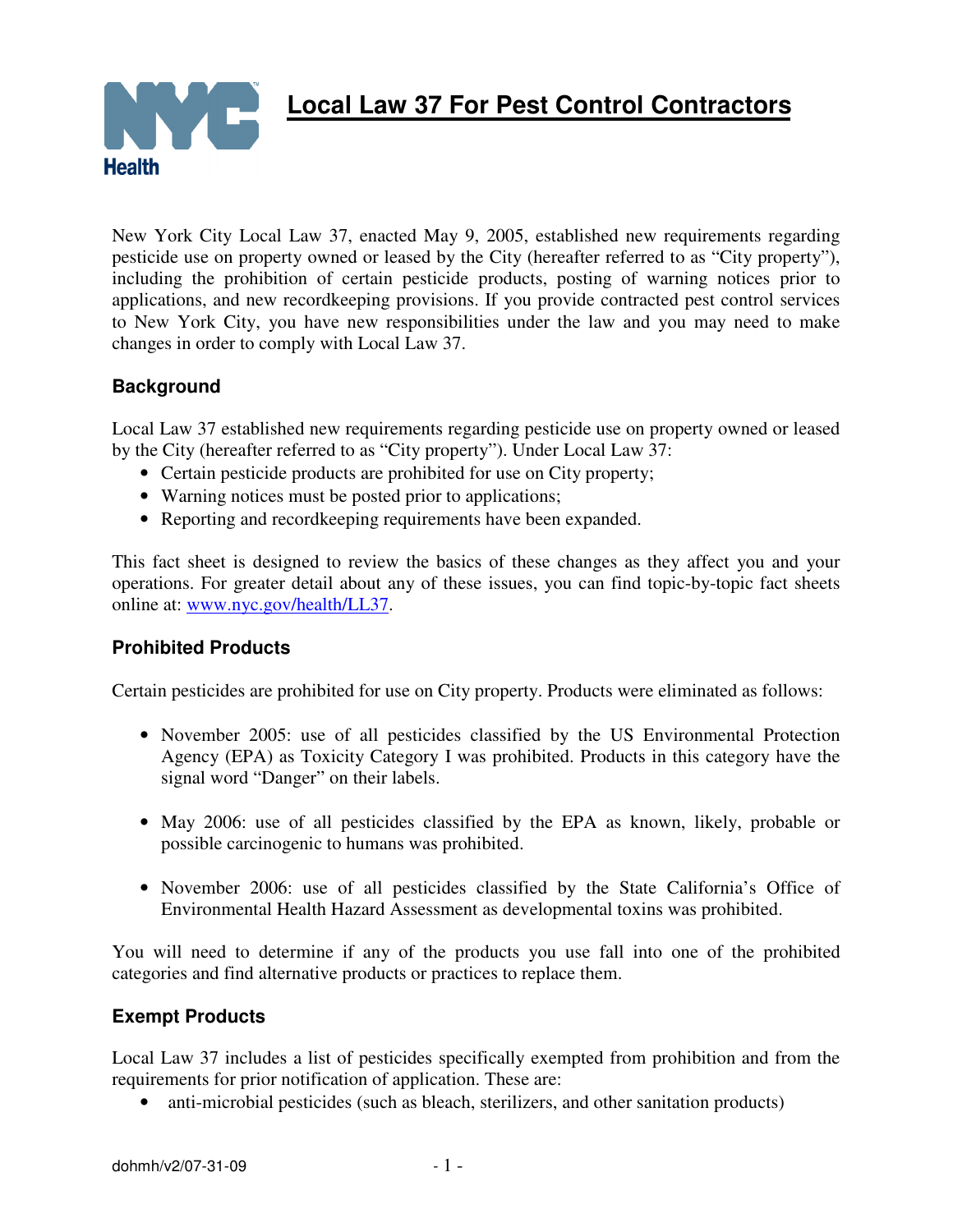# Local Law 37 For Pest Control Contractors

New York City Local Law 37, enacted May 9, 2005, established new requirements regarding pesticide use on property owned or leased by the City (hereafter referred to as "City property"), including the prohibition of certain pesticide products, posting of warning notices prior to applications, and new recordkeeping provisions. If you provide contracted pest control services to New York City, you have new responsibilities under the law and you may need to make changes in order to comply with Local Law 37.

## Background

Local Law 37 established new requirements regarding pesticide use on property owned or leased by the City (hereafter referred to as "City property"). Under Local Law 37:

- Certain pesticide products are prohibited for use on City property;
- Warning notices must be posted prior to applications;
- Reporting and recordkeeping requirements have been expanded.

This fact sheet is designed to review the basics of these changes as they affect you and your operations. For greater detail about any of these issues, you can find topic-by-topic fact sheets online at: www.nyc.gov/health/LL37.

## Prohibited Products

Certain pesticides are prohibited for use on City property. Products were eliminated as follows:

- November 2005: use of all pesticides classified by the US Environmental Protection Agency (EPA) as Toxicity Category I was prohibited. Products in this category have the signal word "Danger" on their labels.
- May 2006: use of all pesticides classified by the EPA as known, likely, probable or possible carcinogenic to humans was prohibited.
- November 2006: use of all pesticides classified by the State California's Office of Environmental Health Hazard Assessment as developmental toxins was prohibited.

You will need to determine if any of the products you use fall into one of the prohibited categories and find alternative products or practices to replace them.

## Exempt Products

Local Law 37 includes a list of pesticides specifically exempted from prohibition and from the requirements for prior notification of application. These are:

- anti-microbial pesticides (such as bleach, sterilizers, and other sanitation products)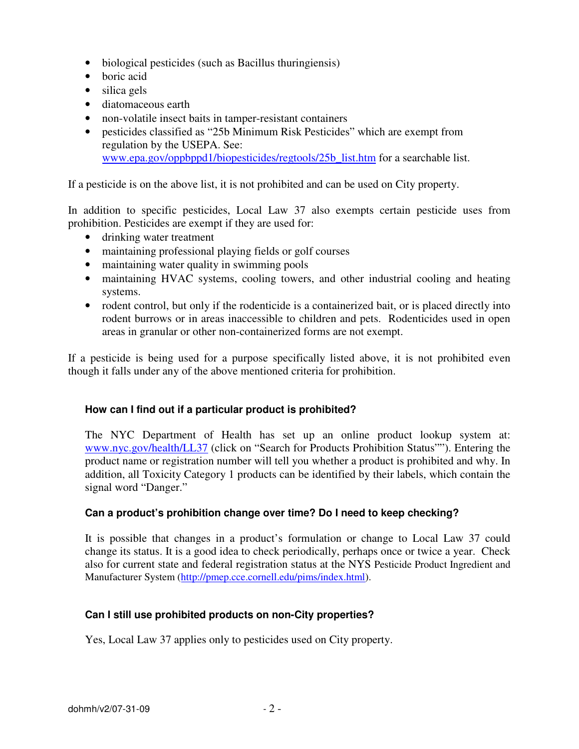- biological pesticides (such as Bacillus thuringiensis)
- boric acid
- silica gels
- diatomaceous earth
- non-volatile insect baits in tamper-resistant containers
- pesticides classified as "25b Minimum Risk Pesticides" which are exempt from regulation by the USEPA. See: www.epa.gov/oppbppd1/biopesticides/regtools/25b_list.htm for a searchable list.

If a pesticide is on the above list, it is not prohibited and can be used on City property.

In addition to specific pesticides, Local Law 37 also exempts certain pesticide uses from prohibition. Pesticides are exempt if they are used for:

- drinking water treatment
- maintaining professional playing fields or golf courses
- maintaining water quality in swimming pools
- maintaining HVAC systems, cooling towers, and other industrial cooling and heating systems.
- rodent control, but only if the rodenticide is a containerized bait, or is placed directly into rodent burrows or in areas inaccessible to children and pets. Rodenticides used in open areas in granular or other non-containerized forms are not exempt.

If a pesticide is being used for a purpose specifically listed above, it is not prohibited even though it falls under any of the above mentioned criteria for prohibition.

### How can I find out if a particular product is prohibited?

The NYC Department of Health has set up an online product lookup system at: www.nyc.gov/health/LL37 (click on "Search for Products Prohibition Status""). Entering the product name or registration number will tell you whether a product is prohibited and why. In addition, all Toxicity Category 1 products can be identified by their labels, which contain the signal word "Danger."

### Can a product's prohibition change over time? Do I need to keep checking?

It is possible that changes in a product's formulation or change to Local Law 37 could change its status. It is a good idea to check periodically, perhaps once or twice a year. Check also for current state and federal registration status at the NYS Pesticide Product Ingredient and Manufacturer System (http://pmep.cce.cornell.edu/pims/index.html).

### Can I still use prohibited products on non-City properties?

Yes, Local Law 37 applies only to pesticides used on City property.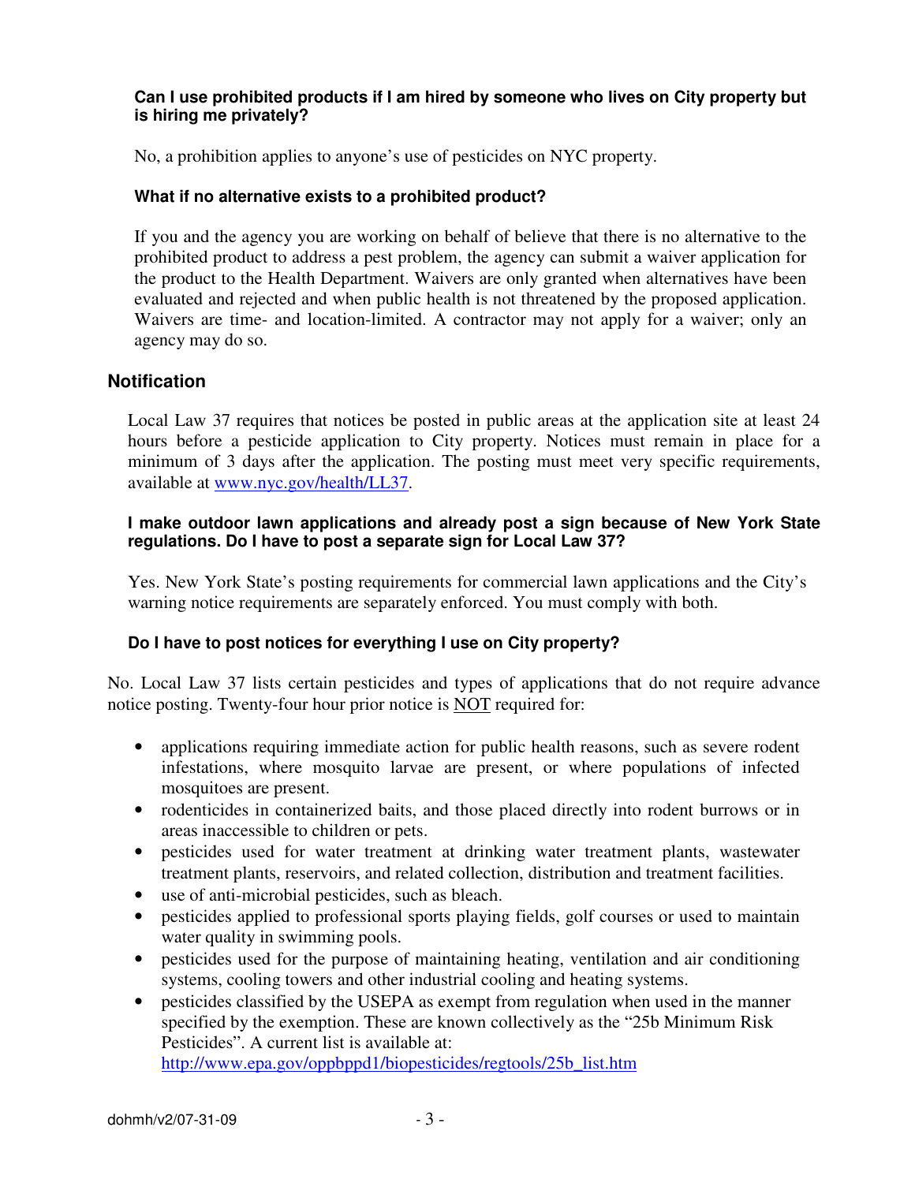**Can I use prohibited products if I am hired by someone who lives on City property but is hiring me privately?**

No, a prohibition applies to anyone's use of pesticides on NYC property.

**What if no alternative exists to a prohibited product?**

If you and the agency you are working on behalf of believe that there is no alternative to the prohibited product to address a pest problem, the agency can submit a waiver application for the product to the Health Department. Waivers are only granted when alternatives have been evaluated and rejected and when public health is not threatened by the proposed application. Waivers are time- and location-limited. A contractor may not apply for a waiver; only an agency may do so.

## Notification

Local Law 37 requires that notices be posted in public areas at the application site at least 24 hours before a pesticide application to City property. Notices must remain in place for a minimum of 3 days after the application. The posting must meet very specific requirements, available at [www.nyc.gov/health/LL37](www.nyc.gov/health/LL37).

**I make outdoor lawn applications and already post a sign because of New York State regulations. Do I have to post a separate sign for Local Law 37?**

Yes. New York State's posting requirements for commercial lawn applications and the City's warning notice requirements are separately enforced. You must comply with both.

**Do I have to post notices for everything I use on City property?**

No. Local Law 37 lists certain pesticides and types of applications that do not require advance notice posting. Twenty-four hour prior notice is NOT required for:

- applications requiring immediate action for public health reasons, such as severe rodent infestations, where mosquito larvae are present, or where populations of infected mosquitoes are present.
- rodenticides in containerized baits, and those placed directly into rodent burrows or in areas inaccessible to children or pets.
- pesticides used for water treatment at drinking water treatment plants, wastewater treatment plants, reservoirs, and related collection, distribution and treatment facilities.
- use of anti-microbial pesticides, such as bleach.
- pesticides applied to professional sports playing fields, golf courses or used to maintain water quality in swimming pools.
- pesticides used for the purpose of maintaining heating, ventilation and air conditioning systems, cooling towers and other industrial cooling and heating systems.
- pesticides classified by the USEPA as exempt from regulation when used in the manner specified by the exemption. These are known collectively as the "25b Minimum Risk Pesticides". A current list is available at: [http://www.epa.gov/oppbppd1/biopesticides/regtools/25b_list.htm](http://www.epa.gov/oppbppd1/biopesticides/regtools/25b_list.htm)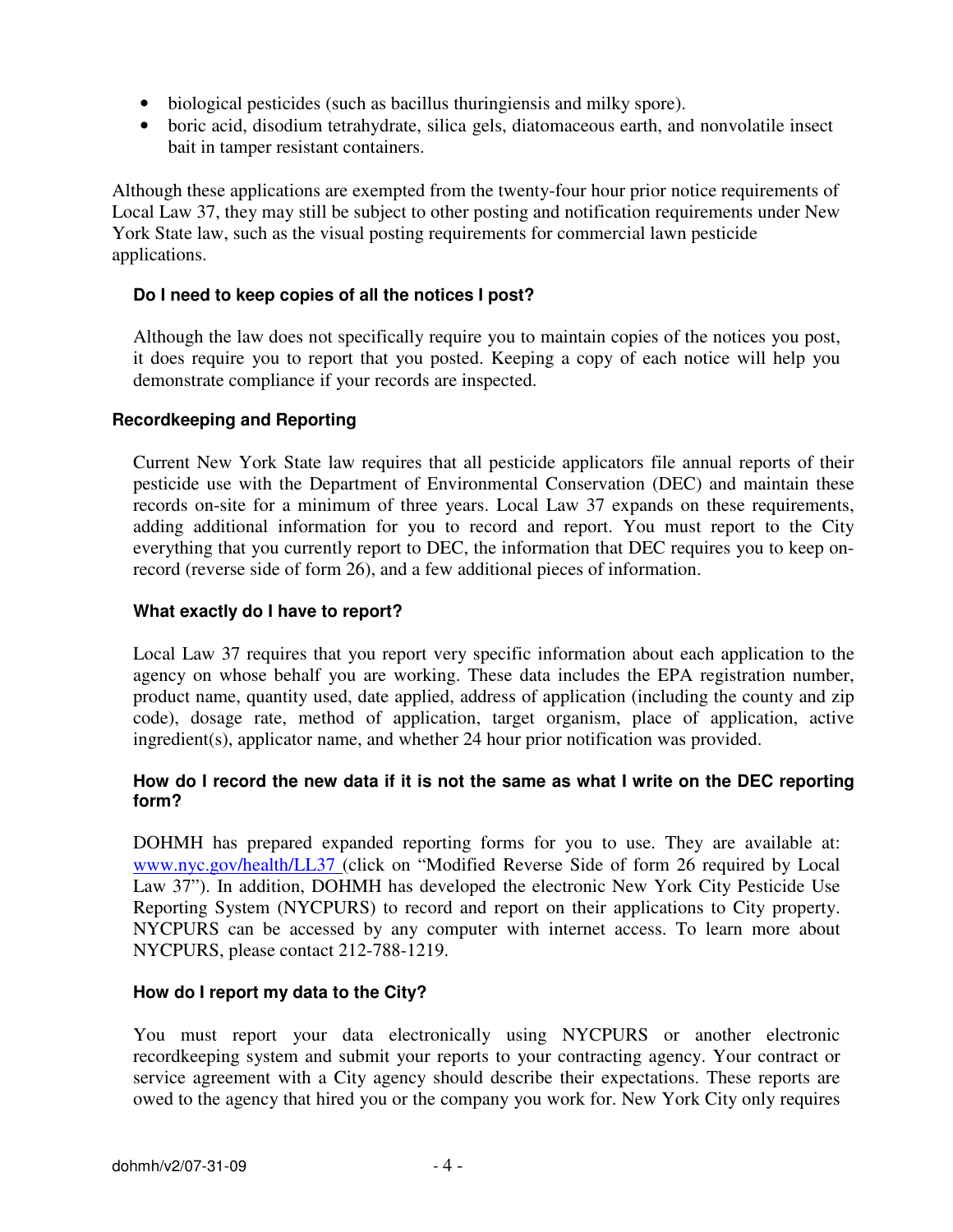- biological pesticides (such as bacillus thuringiensis and milky spore).
- boric acid, disodium tetrahydrate, silica gels, diatomaceous earth, and nonvolatile insect bait in tamper resistant containers.

Although these applications are exempted from the twenty-four hour prior notice requirements of Local Law 37, they may still be subject to other posting and notification requirements under New York State law, such as the visual posting requirements for commercial lawn pesticide applications.

### Do I need to keep copies of all the notices I post?

Although the law does not specifically require you to maintain copies of the notices you post, it does require you to report that you posted. Keeping a copy of each notice will help you demonstrate compliance if your records are inspected.

## Recordkeeping and Reporting

Current New York State law requires that all pesticide applicators file annual reports of their pesticide use with the Department of Environmental Conservation (DEC) and maintain these records on-site for a minimum of three years. Local Law 37 expands on these requirements, adding additional information for you to record and report. You must report to the City everything that you currently report to DEC, the information that DEC requires you to keep on-record (reverse side of form 26), and a few additional pieces of information.

### What exactly do I have to report?

Local Law 37 requires that you report very specific information about each application to the agency on whose behalf you are working. These data includes the EPA registration number, product name, quantity used, date applied, address of application (including the county and zip code), dosage rate, method of application, target organism, place of application, active ingredient(s), applicator name, and whether 24 hour prior notification was provided.

### How do I record the new data if it is not the same as what I write on the DEC reporting form?

DOHMH has prepared expanded reporting forms for you to use. They are available at: [www.nyc.gov/health/LL37](http://www.nyc.gov/health/LL37) (click on "Modified Reverse Side of form 26 required by Local Law 37"). In addition, DOHMH has developed the electronic New York City Pesticide Use Reporting System (NYCPURS) to record and report on their applications to City property. NYCPURS can be accessed by any computer with internet access. To learn more about NYCPURS, please contact 212-788-1219.

### How do I report my data to the City?

You must report your data electronically using NYCPURS or another electronic recordkeeping system and submit your reports to your contracting agency. Your contract or service agreement with a City agency should describe their expectations. These reports are owed to the agency that hired you or the company you work for. New York City only requires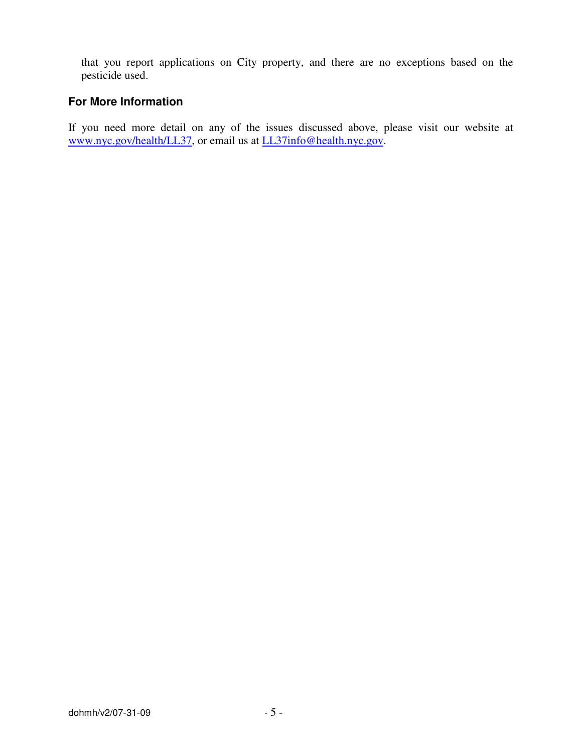that you report applications on City property, and there are no exceptions based on the pesticide used.

## For More Information

If you need more detail on any of the issues discussed above, please visit our website at [www.nyc.gov/health/LL37](http://www.nyc.gov/health/LL37), or email us at [LL37info@health.nyc.gov](mailto:LL37info@health.nyc.gov).

dohmh/v2/07-31-09